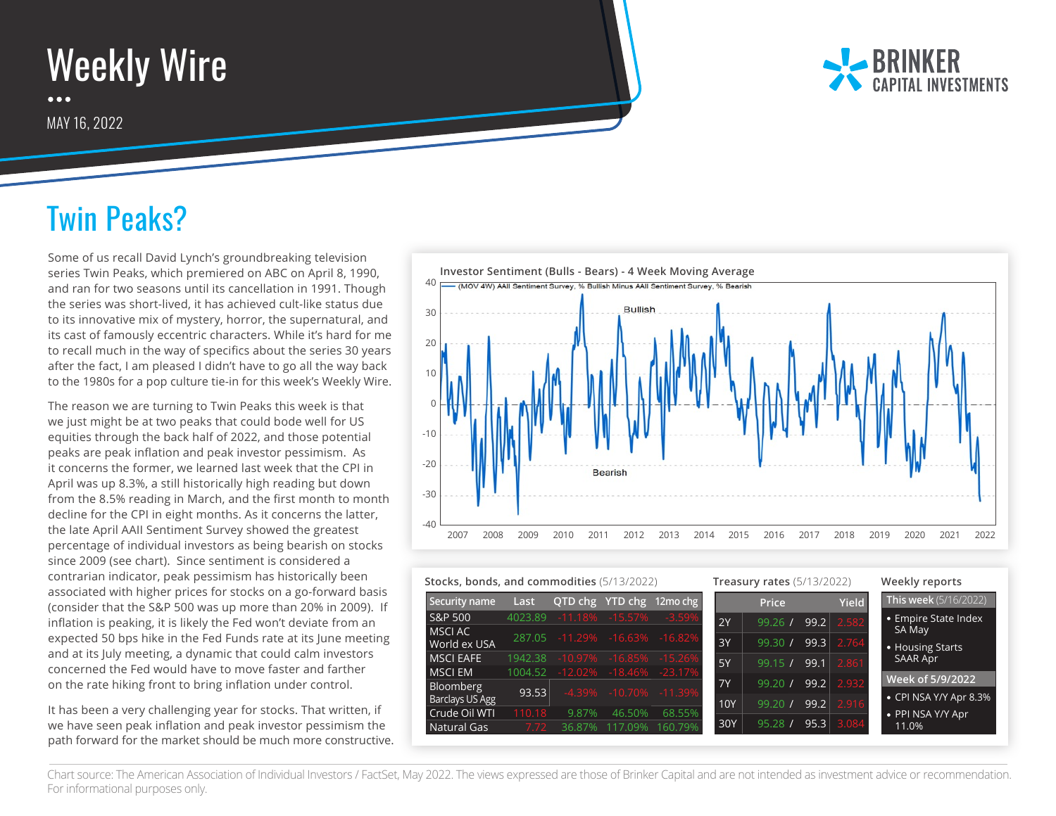# Weekly Wire

MAY 16, 2022

## Twin Peaks?

Some of us recall David Lynch's groundbreaking television series Twin Peaks, which premiered on ABC on April 8, 1990, and ran for two seasons until its cancellation in 1991. Though the series was short-lived, it has achieved cult-like status due to its innovative mix of mystery, horror, the supernatural, and its cast of famously eccentric characters. While it's hard for me to recall much in the way of specifics about the series 30 years after the fact, I am pleased I didn't have to go all the way back to the 1980s for a pop culture tie-in for this week's Weekly Wire.

The reason we are turning to Twin Peaks this week is that we just might be at two peaks that could bode well for US equities through the back half of 2022, and those potential peaks are peak inflation and peak investor pessimism. As it concerns the former, we learned last week that the CPI in April was up 8.3%, a still historically high reading but down from the 8.5% reading in March, and the first month to month decline for the CPI in eight months. As it concerns the latter, the late April AAII Sentiment Survey showed the greatest percentage of individual investors as being bearish on stocks since 2009 (see chart). Since sentiment is considered a contrarian indicator, peak pessimism has historically been associated with higher prices for stocks on a go-forward basis (consider that the S&P 500 was up more than 20% in 2009). If inflation is peaking, it is likely the Fed won't deviate from an expected 50 bps hike in the Fed Funds rate at its June meeting and at its July meeting, a dynamic that could calm investors concerned the Fed would have to move faster and farther on the rate hiking front to bring inflation under control.

It has been a very challenging year for stocks. That written, if we have seen peak inflation and peak investor pessimism the path forward for the market should be much more constructive.

**Investor Sentiment (Bulls - Bears) - 4 Week Moving Average**

(MOV 4W) AAII Sentiment Survey, % Bullish Minus AAII Sentiment Survey, % Bearish

**Stocks, bonds, and commodities** (5/13/2022)

| Security name | Last | QTD chg | YTD chg | 12mo chg |
|---|---|---|---|---|
| S&P 500 | 4023.89 | -11.18% | -15.57% | -3.59% |
| MSCI AC World ex USA | 287.05 | -11.29% | -16.63% | -16.82% |
| MSCI EAFE | 1942.38 | -10.97% | -16.85% | -15.26% |
| MSCI EM | 1004.52 | -12.02% | -18.46% | -23.17% |
| Bloomberg Barclays US Agg | 93.53 | -4.39% | -10.70% | -11.39% |
| Crude Oil WTI | 110.18 | 9.87% | 46.50% | 68.55% |
| Natural Gas | 7.72 | 36.87% | 117.09% | 160.79% |

**Treasury rates** (5/13/2022)

| | Price | | Yield |
|---|---|---|---|
| 2Y | 99.26 / | 99.2 | 2.582 |
| 3Y | 99.30 / | 99.3 | 2.764 |
| 5Y | 99.15 / | 99.1 | 2.861 |
| 7Y | 99.20 / | 99.2 | 2.932 |
| 10Y | 99.20 / | 99.2 | 2.916 |
| 30Y | 95.28 / | 95.3 | 3.084 |

**Weekly reports**

This week (5/16/2022)
- Empire State Index SA May
- Housing Starts SAAR Apr

Week of 5/9/2022
- CPI NSA Y/Y Apr 8.3%
- PPI NSA Y/Y Apr 11.0%

Chart source: The American Association of Individual Investors / FactSet, May 2022. The views expressed are those of Brinker Capital and are not intended as investment advice or recommendation. For informational purposes only.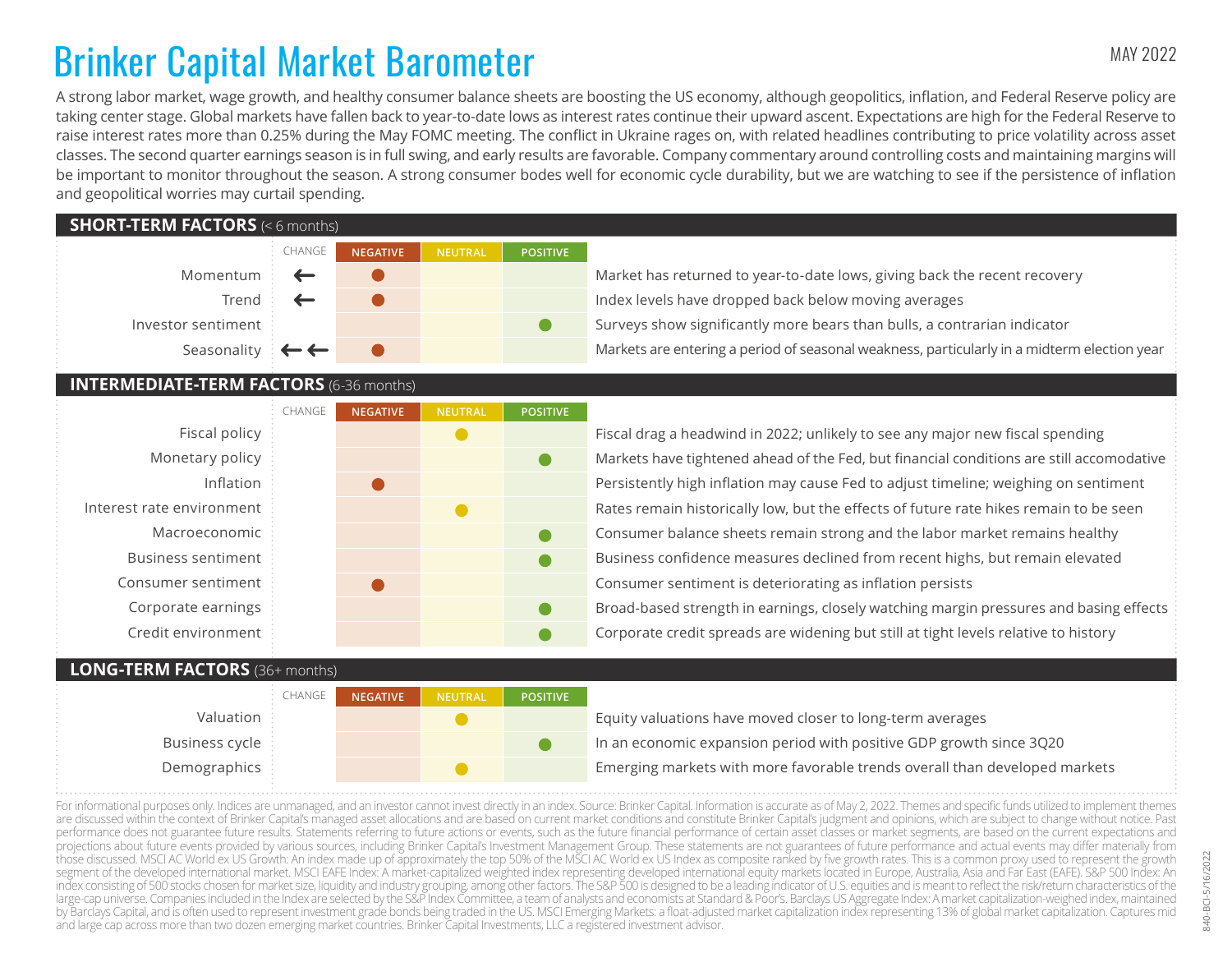# Brinker Capital Market Barometer

MAY 2022

A strong labor market, wage growth, and healthy consumer balance sheets are boosting the US economy, although geopolitics, inflation, and Federal Reserve policy are taking center stage. Global markets have fallen back to year-to-date lows as interest rates continue their upward ascent. Expectations are high for the Federal Reserve to raise interest rates more than 0.25% during the May FOMC meeting. The conflict in Ukraine rages on, with related headlines contributing to price volatility across asset classes. The second quarter earnings season is in full swing, and early results are favorable. Company commentary around controlling costs and maintaining margins will be important to monitor throughout the season. A strong consumer bodes well for economic cycle durability, but we are watching to see if the persistence of inflation and geopolitical worries may curtail spending.

## SHORT-TERM FACTORS (< 6 months)

| | CHANGE | NEGATIVE | NEUTRAL | POSITIVE | |
|---|---|---|---|---|---|
| Momentum | ← | ● | | | Market has returned to year-to-date lows, giving back the recent recovery |
| Trend | ← | ● | | | Index levels have dropped back below moving averages |
| Investor sentiment | | | | ● | Surveys show significantly more bears than bulls, a contrarian indicator |
| Seasonality | ←← | ● | | | Markets are entering a period of seasonal weakness, particularly in a midterm election year |

## INTERMEDIATE-TERM FACTORS (6-36 months)

| | CHANGE | NEGATIVE | NEUTRAL | POSITIVE | |
|---|---|---|---|---|---|
| Fiscal policy | | | ● | | Fiscal drag a headwind in 2022; unlikely to see any major new fiscal spending |
| Monetary policy | | | | ● | Markets have tightened ahead of the Fed, but financial conditions are still accomodative |
| Inflation | | ● | | | Persistently high inflation may cause Fed to adjust timeline; weighing on sentiment |
| Interest rate environment | | | ● | | Rates remain historically low, but the effects of future rate hikes remain to be seen |
| Macroeconomic | | | | ● | Consumer balance sheets remain strong and the labor market remains healthy |
| Business sentiment | | | | ● | Business confidence measures declined from recent highs, but remain elevated |
| Consumer sentiment | | ● | | | Consumer sentiment is deteriorating as inflation persists |
| Corporate earnings | | | | ● | Broad-based strength in earnings, closely watching margin pressures and basing effects |
| Credit environment | | | | ● | Corporate credit spreads are widening but still at tight levels relative to history |

## LONG-TERM FACTORS (36+ months)

| | CHANGE | NEGATIVE | NEUTRAL | POSITIVE | |
|---|---|---|---|---|---|
| Valuation | | | ● | | Equity valuations have moved closer to long-term averages |
| Business cycle | | | | ● | In an economic expansion period with positive GDP growth since 3Q20 |
| Demographics | | | ● | | Emerging markets with more favorable trends overall than developed markets |

For informational purposes only. Indices are unmanaged, and an investor cannot invest directly in an index. Source: Brinker Capital. Information is accurate as of May 2, 2022. Themes and specific funds utilized to implement themes are discussed within the context of Brinker Capital's managed asset allocations and are based on current market conditions and constitute Brinker Capital's judgment and opinions, which are subject to change without notice. Past performance does not guarantee future results. Statements referring to future actions or events, such as the future financial performance of certain asset classes or market segments, are based on the current expectations and projections about future events provided by various sources, including Brinker Capital's Investment Management Group. These statements are not guarantees of future performance and actual events may differ materially from those discussed. MSCI AC World ex US Growth: An index made up of approximately the top 50% of the MSCI AC World ex US Index as composite ranked by five growth rates. This is a common proxy used to represent the growth segment of the developed international market. MSCI EAFE Index: A market-capitalized weighted index representing developed international equity markets located in Europe, Australia, Asia and Far East (EAFE). S&P 500 Index: An index consisting of 500 stocks chosen for market size, liquidity and industry grouping, among other factors. The S&P 500 is designed to be a leading indicator of U.S. equities and is meant to reflect the risk/return characteristics of the large-cap universe. Companies included in the Index are selected by the S&P Index Committee, a team of analysts and economists at Standard & Poor's. Barclays US Aggregate Index: A market capitalization-weighed index, maintained by Barclays Capital, and is often used to represent investment grade bonds being traded in the US. MSCI Emerging Markets: a float-adjusted market capitalization index representing 13% of global market capitalization. Captures mid and large cap across more than two dozen emerging market countries. Brinker Capital Investments, LLC a registered investment advisor.

840-BCI-5/16/2022